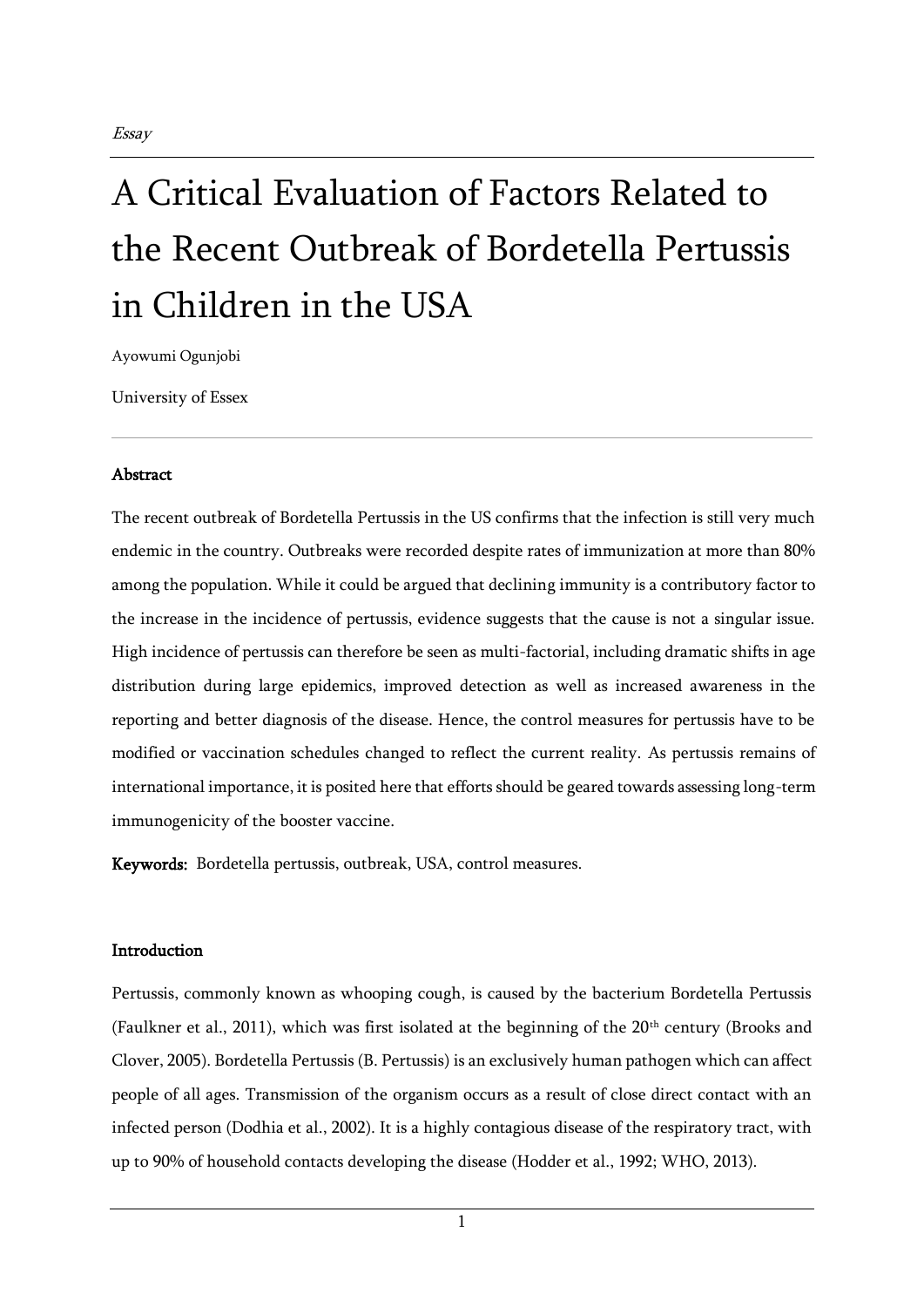*Essay*

# A Critical Evaluation of Factors Related to the Recent Outbreak of Bordetella Pertussis in Children in the USA

Ayowumi Ogunjobi

University of Essex

**Abstract**

The recent outbreak of Bordetella Pertussis in the US confirms that the infection is still very much endemic in the country. Outbreaks were recorded despite rates of immunization at more than 80% among the population. While it could be argued that declining immunity is a contributory factor to the increase in the incidence of pertussis, evidence suggests that the cause is not a singular issue. High incidence of pertussis can therefore be seen as multi-factorial, including dramatic shifts in age distribution during large epidemics, improved detection as well as increased awareness in the reporting and better diagnosis of the disease. Hence, the control measures for pertussis have to be modified or vaccination schedules changed to reflect the current reality. As pertussis remains of international importance, it is posited here that efforts should be geared towards assessing long-term immunogenicity of the booster vaccine.

**Keywords:** Bordetella pertussis, outbreak, USA, control measures.

**Introduction**

Pertussis, commonly known as whooping cough, is caused by the bacterium Bordetella Pertussis (Faulkner et al., 2011), which was first isolated at the beginning of the 20th century (Brooks and Clover, 2005). Bordetella Pertussis (B. Pertussis) is an exclusively human pathogen which can affect people of all ages. Transmission of the organism occurs as a result of close direct contact with an infected person (Dodhia et al., 2002). It is a highly contagious disease of the respiratory tract, with up to 90% of household contacts developing the disease (Hodder et al., 1992; WHO, 2013).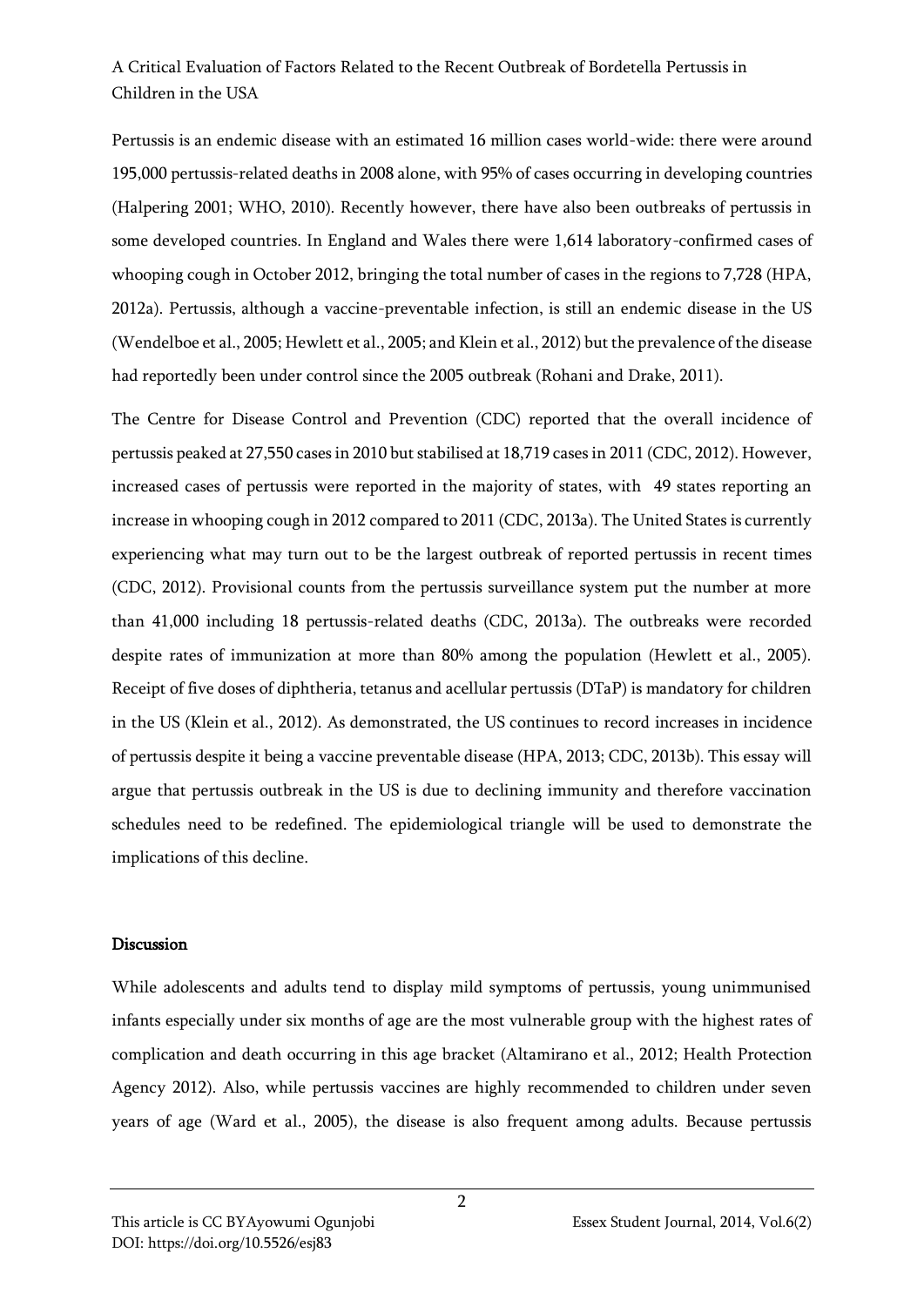Pertussis is an endemic disease with an estimated 16 million cases world-wide: there were around 195,000 pertussis-related deaths in 2008 alone, with 95% of cases occurring in developing countries (Halpering 2001; WHO, 2010). Recently however, there have also been outbreaks of pertussis in some developed countries. In England and Wales there were 1,614 laboratory-confirmed cases of whooping cough in October 2012, bringing the total number of cases in the regions to 7,728 (HPA, 2012a). Pertussis, although a vaccine-preventable infection, is still an endemic disease in the US (Wendelboe et al., 2005; Hewlett et al., 2005; and Klein et al., 2012) but the prevalence of the disease had reportedly been under control since the 2005 outbreak (Rohani and Drake, 2011).

The Centre for Disease Control and Prevention (CDC) reported that the overall incidence of pertussis peaked at 27,550 cases in 2010 but stabilised at 18,719 cases in 2011 (CDC, 2012). However, increased cases of pertussis were reported in the majority of states, with 49 states reporting an increase in whooping cough in 2012 compared to 2011 (CDC, 2013a). The United States is currently experiencing what may turn out to be the largest outbreak of reported pertussis in recent times (CDC, 2012). Provisional counts from the pertussis surveillance system put the number at more than 41,000 including 18 pertussis-related deaths (CDC, 2013a). The outbreaks were recorded despite rates of immunization at more than 80% among the population (Hewlett et al., 2005). Receipt of five doses of diphtheria, tetanus and acellular pertussis (DTaP) is mandatory for children in the US (Klein et al., 2012). As demonstrated, the US continues to record increases in incidence of pertussis despite it being a vaccine preventable disease (HPA, 2013; CDC, 2013b). This essay will argue that pertussis outbreak in the US is due to declining immunity and therefore vaccination schedules need to be redefined. The epidemiological triangle will be used to demonstrate the implications of this decline.

## Discussion

While adolescents and adults tend to display mild symptoms of pertussis, young unimmunised infants especially under six months of age are the most vulnerable group with the highest rates of complication and death occurring in this age bracket (Altamirano et al., 2012; Health Protection Agency 2012). Also, while pertussis vaccines are highly recommended to children under seven years of age (Ward et al., 2005), the disease is also frequent among adults. Because pertussis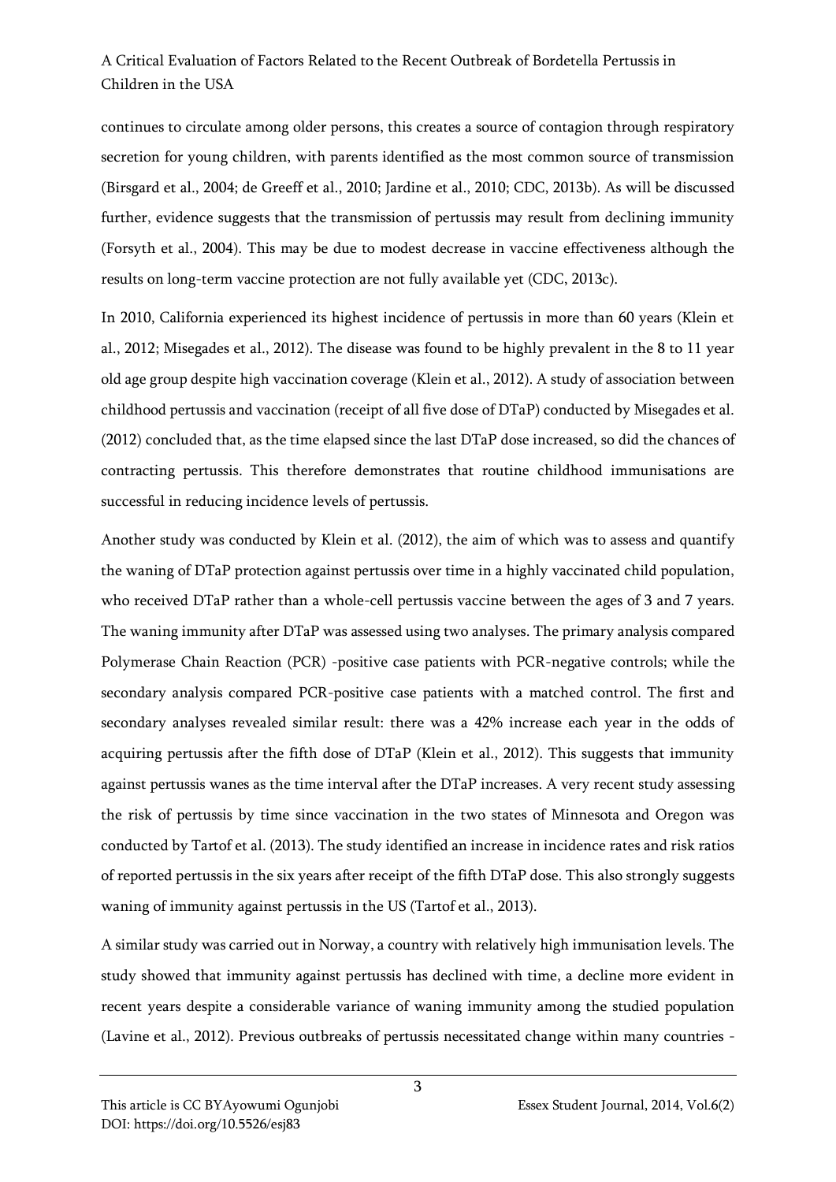continues to circulate among older persons, this creates a source of contagion through respiratory secretion for young children, with parents identified as the most common source of transmission (Birsgard et al., 2004; de Greeff et al., 2010; Jardine et al., 2010; CDC, 2013b). As will be discussed further, evidence suggests that the transmission of pertussis may result from declining immunity (Forsyth et al., 2004). This may be due to modest decrease in vaccine effectiveness although the results on long-term vaccine protection are not fully available yet (CDC, 2013c).

In 2010, California experienced its highest incidence of pertussis in more than 60 years (Klein et al., 2012; Misegades et al., 2012). The disease was found to be highly prevalent in the 8 to 11 year old age group despite high vaccination coverage (Klein et al., 2012). A study of association between childhood pertussis and vaccination (receipt of all five dose of DTaP) conducted by Misegades et al. (2012) concluded that, as the time elapsed since the last DTaP dose increased, so did the chances of contracting pertussis. This therefore demonstrates that routine childhood immunisations are successful in reducing incidence levels of pertussis.

Another study was conducted by Klein et al. (2012), the aim of which was to assess and quantify the waning of DTaP protection against pertussis over time in a highly vaccinated child population, who received DTaP rather than a whole-cell pertussis vaccine between the ages of 3 and 7 years. The waning immunity after DTaP was assessed using two analyses. The primary analysis compared Polymerase Chain Reaction (PCR) -positive case patients with PCR-negative controls; while the secondary analysis compared PCR-positive case patients with a matched control. The first and secondary analyses revealed similar result: there was a 42% increase each year in the odds of acquiring pertussis after the fifth dose of DTaP (Klein et al., 2012). This suggests that immunity against pertussis wanes as the time interval after the DTaP increases. A very recent study assessing the risk of pertussis by time since vaccination in the two states of Minnesota and Oregon was conducted by Tartof et al. (2013). The study identified an increase in incidence rates and risk ratios of reported pertussis in the six years after receipt of the fifth DTaP dose. This also strongly suggests waning of immunity against pertussis in the US (Tartof et al., 2013).

A similar study was carried out in Norway, a country with relatively high immunisation levels. The study showed that immunity against pertussis has declined with time, a decline more evident in recent years despite a considerable variance of waning immunity among the studied population (Lavine et al., 2012). Previous outbreaks of pertussis necessitated change within many countries -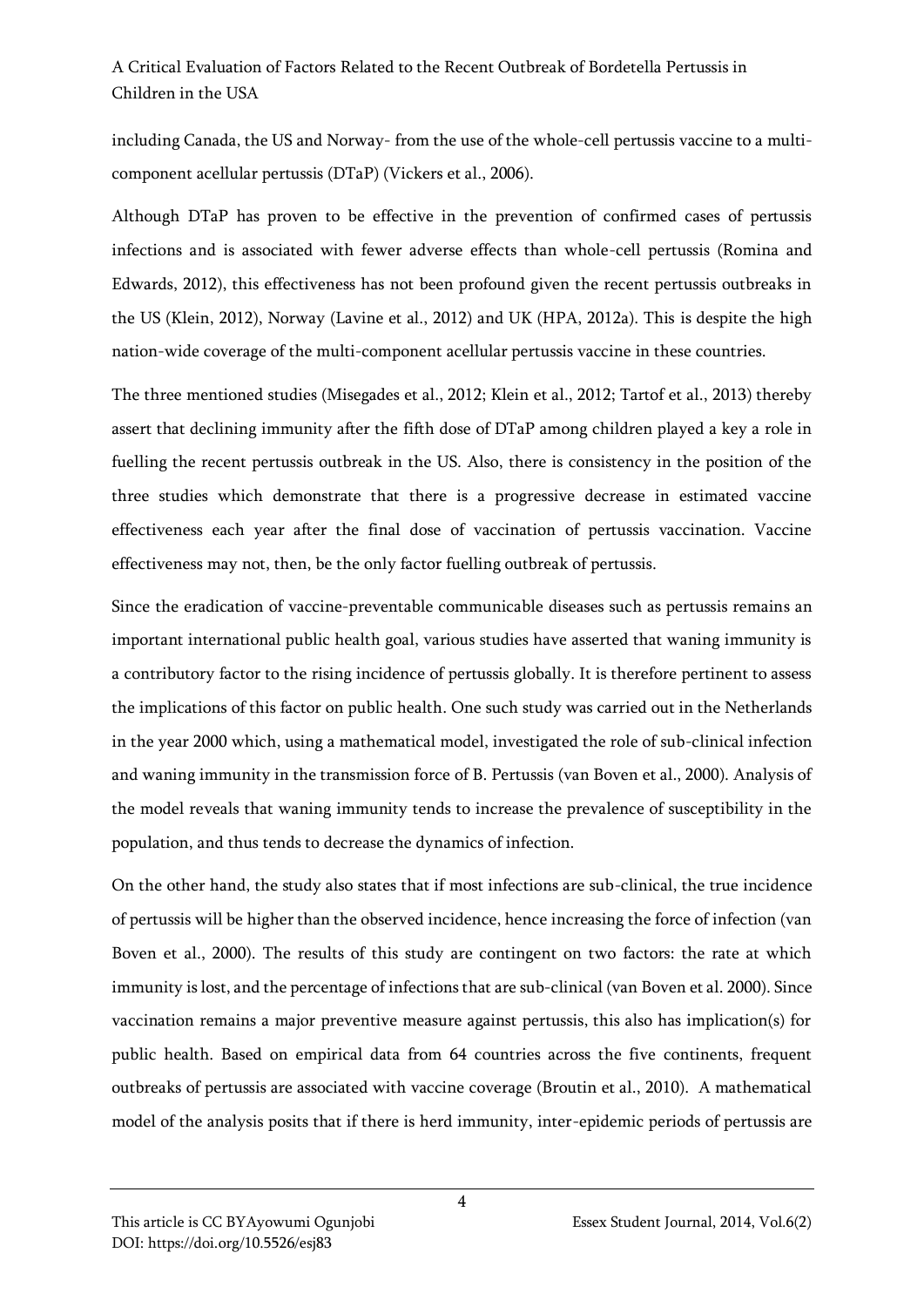including Canada, the US and Norway- from the use of the whole-cell pertussis vaccine to a multi-component acellular pertussis (DTaP) (Vickers et al., 2006).

Although DTaP has proven to be effective in the prevention of confirmed cases of pertussis infections and is associated with fewer adverse effects than whole-cell pertussis (Romina and Edwards, 2012), this effectiveness has not been profound given the recent pertussis outbreaks in the US (Klein, 2012), Norway (Lavine et al., 2012) and UK (HPA, 2012a). This is despite the high nation-wide coverage of the multi-component acellular pertussis vaccine in these countries.

The three mentioned studies (Misegades et al., 2012; Klein et al., 2012; Tartof et al., 2013) thereby assert that declining immunity after the fifth dose of DTaP among children played a key a role in fuelling the recent pertussis outbreak in the US. Also, there is consistency in the position of the three studies which demonstrate that there is a progressive decrease in estimated vaccine effectiveness each year after the final dose of vaccination of pertussis vaccination. Vaccine effectiveness may not, then, be the only factor fuelling outbreak of pertussis.

Since the eradication of vaccine-preventable communicable diseases such as pertussis remains an important international public health goal, various studies have asserted that waning immunity is a contributory factor to the rising incidence of pertussis globally. It is therefore pertinent to assess the implications of this factor on public health. One such study was carried out in the Netherlands in the year 2000 which, using a mathematical model, investigated the role of sub-clinical infection and waning immunity in the transmission force of B. Pertussis (van Boven et al., 2000). Analysis of the model reveals that waning immunity tends to increase the prevalence of susceptibility in the population, and thus tends to decrease the dynamics of infection.

On the other hand, the study also states that if most infections are sub-clinical, the true incidence of pertussis will be higher than the observed incidence, hence increasing the force of infection (van Boven et al., 2000). The results of this study are contingent on two factors: the rate at which immunity is lost, and the percentage of infections that are sub-clinical (van Boven et al. 2000). Since vaccination remains a major preventive measure against pertussis, this also has implication(s) for public health. Based on empirical data from 64 countries across the five continents, frequent outbreaks of pertussis are associated with vaccine coverage (Broutin et al., 2010). A mathematical model of the analysis posits that if there is herd immunity, inter-epidemic periods of pertussis are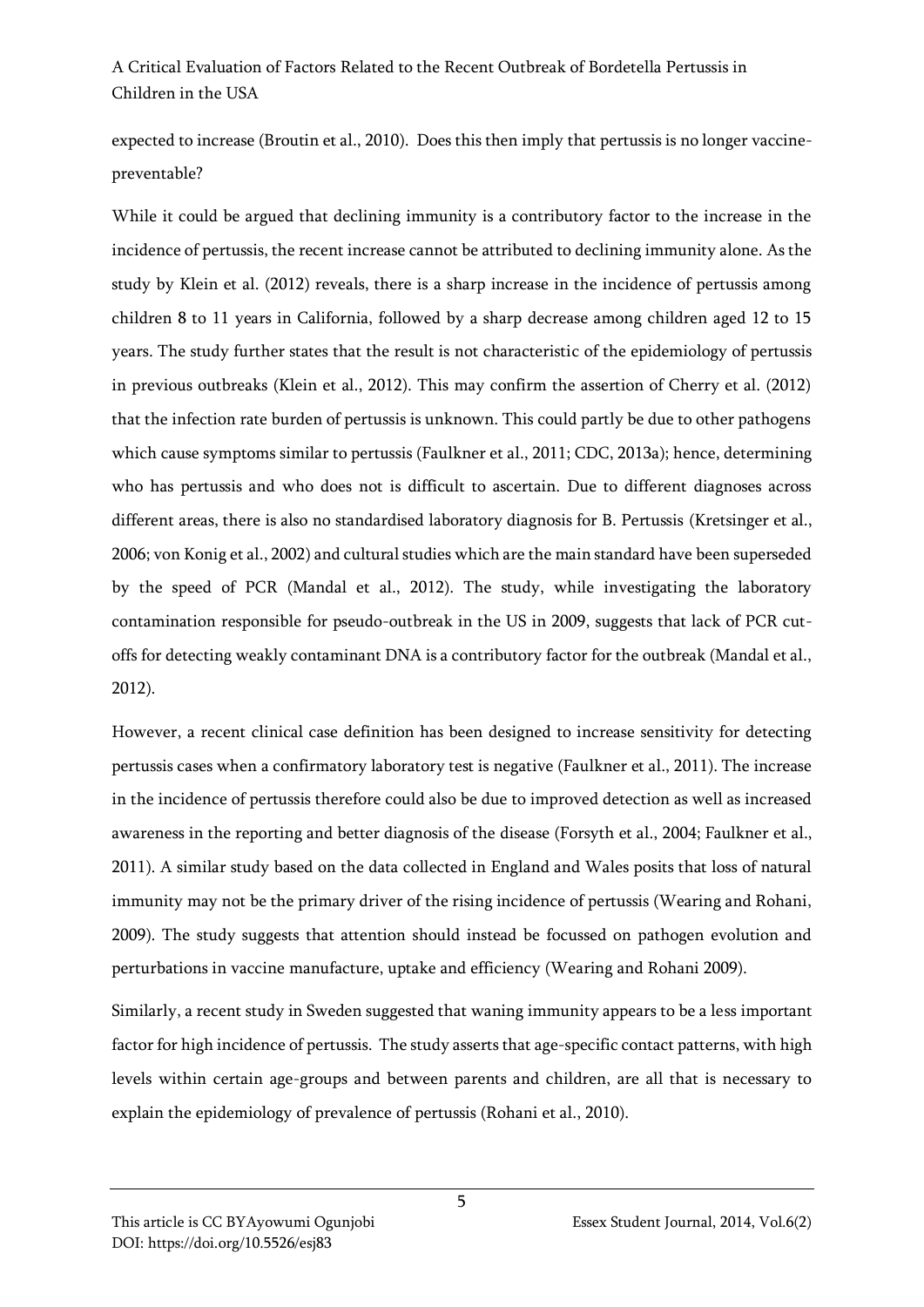expected to increase (Broutin et al., 2010). Does this then imply that pertussis is no longer vaccine-preventable?

While it could be argued that declining immunity is a contributory factor to the increase in the incidence of pertussis, the recent increase cannot be attributed to declining immunity alone. As the study by Klein et al. (2012) reveals, there is a sharp increase in the incidence of pertussis among children 8 to 11 years in California, followed by a sharp decrease among children aged 12 to 15 years. The study further states that the result is not characteristic of the epidemiology of pertussis in previous outbreaks (Klein et al., 2012). This may confirm the assertion of Cherry et al. (2012) that the infection rate burden of pertussis is unknown. This could partly be due to other pathogens which cause symptoms similar to pertussis (Faulkner et al., 2011; CDC, 2013a); hence, determining who has pertussis and who does not is difficult to ascertain. Due to different diagnoses across different areas, there is also no standardised laboratory diagnosis for B. Pertussis (Kretsinger et al., 2006; von Konig et al., 2002) and cultural studies which are the main standard have been superseded by the speed of PCR (Mandal et al., 2012). The study, while investigating the laboratory contamination responsible for pseudo-outbreak in the US in 2009, suggests that lack of PCR cut-offs for detecting weakly contaminant DNA is a contributory factor for the outbreak (Mandal et al., 2012).

However, a recent clinical case definition has been designed to increase sensitivity for detecting pertussis cases when a confirmatory laboratory test is negative (Faulkner et al., 2011). The increase in the incidence of pertussis therefore could also be due to improved detection as well as increased awareness in the reporting and better diagnosis of the disease (Forsyth et al., 2004; Faulkner et al., 2011). A similar study based on the data collected in England and Wales posits that loss of natural immunity may not be the primary driver of the rising incidence of pertussis (Wearing and Rohani, 2009). The study suggests that attention should instead be focussed on pathogen evolution and perturbations in vaccine manufacture, uptake and efficiency (Wearing and Rohani 2009).

Similarly, a recent study in Sweden suggested that waning immunity appears to be a less important factor for high incidence of pertussis. The study asserts that age-specific contact patterns, with high levels within certain age-groups and between parents and children, are all that is necessary to explain the epidemiology of prevalence of pertussis (Rohani et al., 2010).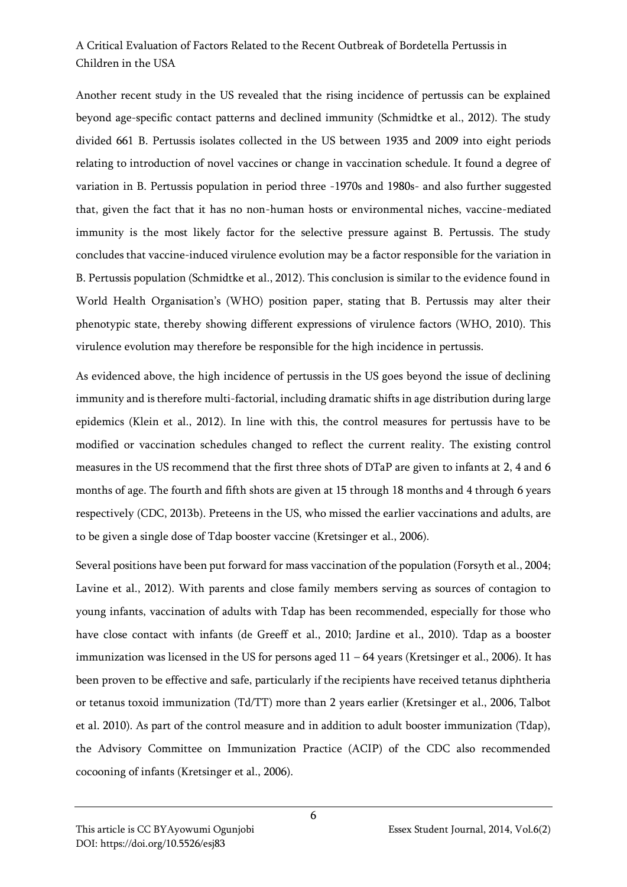Another recent study in the US revealed that the rising incidence of pertussis can be explained beyond age-specific contact patterns and declined immunity (Schmidtke et al., 2012). The study divided 661 B. Pertussis isolates collected in the US between 1935 and 2009 into eight periods relating to introduction of novel vaccines or change in vaccination schedule. It found a degree of variation in B. Pertussis population in period three -1970s and 1980s- and also further suggested that, given the fact that it has no non-human hosts or environmental niches, vaccine-mediated immunity is the most likely factor for the selective pressure against B. Pertussis. The study concludes that vaccine-induced virulence evolution may be a factor responsible for the variation in B. Pertussis population (Schmidtke et al., 2012). This conclusion is similar to the evidence found in World Health Organisation's (WHO) position paper, stating that B. Pertussis may alter their phenotypic state, thereby showing different expressions of virulence factors (WHO, 2010). This virulence evolution may therefore be responsible for the high incidence in pertussis.

As evidenced above, the high incidence of pertussis in the US goes beyond the issue of declining immunity and is therefore multi-factorial, including dramatic shifts in age distribution during large epidemics (Klein et al., 2012). In line with this, the control measures for pertussis have to be modified or vaccination schedules changed to reflect the current reality. The existing control measures in the US recommend that the first three shots of DTaP are given to infants at 2, 4 and 6 months of age. The fourth and fifth shots are given at 15 through 18 months and 4 through 6 years respectively (CDC, 2013b). Preteens in the US, who missed the earlier vaccinations and adults, are to be given a single dose of Tdap booster vaccine (Kretsinger et al., 2006).

Several positions have been put forward for mass vaccination of the population (Forsyth et al., 2004; Lavine et al., 2012). With parents and close family members serving as sources of contagion to young infants, vaccination of adults with Tdap has been recommended, especially for those who have close contact with infants (de Greeff et al., 2010; Jardine et al., 2010). Tdap as a booster immunization was licensed in the US for persons aged 11 – 64 years (Kretsinger et al., 2006). It has been proven to be effective and safe, particularly if the recipients have received tetanus diphtheria or tetanus toxoid immunization (Td/TT) more than 2 years earlier (Kretsinger et al., 2006, Talbot et al. 2010). As part of the control measure and in addition to adult booster immunization (Tdap), the Advisory Committee on Immunization Practice (ACIP) of the CDC also recommended cocooning of infants (Kretsinger et al., 2006).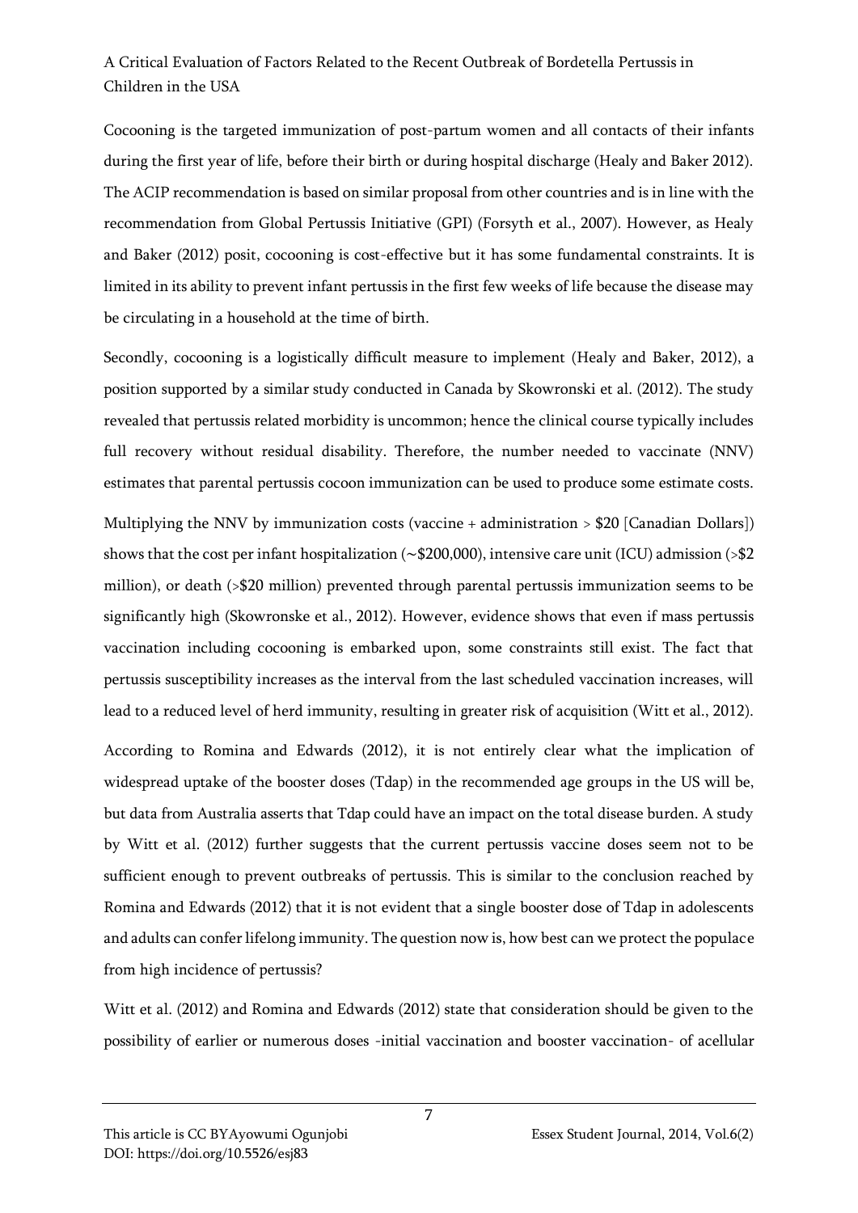Cocooning is the targeted immunization of post-partum women and all contacts of their infants during the first year of life, before their birth or during hospital discharge (Healy and Baker 2012). The ACIP recommendation is based on similar proposal from other countries and is in line with the recommendation from Global Pertussis Initiative (GPI) (Forsyth et al., 2007). However, as Healy and Baker (2012) posit, cocooning is cost-effective but it has some fundamental constraints. It is limited in its ability to prevent infant pertussis in the first few weeks of life because the disease may be circulating in a household at the time of birth.

Secondly, cocooning is a logistically difficult measure to implement (Healy and Baker, 2012), a position supported by a similar study conducted in Canada by Skowronski et al. (2012). The study revealed that pertussis related morbidity is uncommon; hence the clinical course typically includes full recovery without residual disability. Therefore, the number needed to vaccinate (NNV) estimates that parental pertussis cocoon immunization can be used to produce some estimate costs.

Multiplying the NNV by immunization costs (vaccine + administration > $20 [Canadian Dollars]) shows that the cost per infant hospitalization (~$200,000), intensive care unit (ICU) admission (>$2 million), or death (>$20 million) prevented through parental pertussis immunization seems to be significantly high (Skowronske et al., 2012). However, evidence shows that even if mass pertussis vaccination including cocooning is embarked upon, some constraints still exist. The fact that pertussis susceptibility increases as the interval from the last scheduled vaccination increases, will lead to a reduced level of herd immunity, resulting in greater risk of acquisition (Witt et al., 2012).

According to Romina and Edwards (2012), it is not entirely clear what the implication of widespread uptake of the booster doses (Tdap) in the recommended age groups in the US will be, but data from Australia asserts that Tdap could have an impact on the total disease burden. A study by Witt et al. (2012) further suggests that the current pertussis vaccine doses seem not to be sufficient enough to prevent outbreaks of pertussis. This is similar to the conclusion reached by Romina and Edwards (2012) that it is not evident that a single booster dose of Tdap in adolescents and adults can confer lifelong immunity. The question now is, how best can we protect the populace from high incidence of pertussis?

Witt et al. (2012) and Romina and Edwards (2012) state that consideration should be given to the possibility of earlier or numerous doses -initial vaccination and booster vaccination- of acellular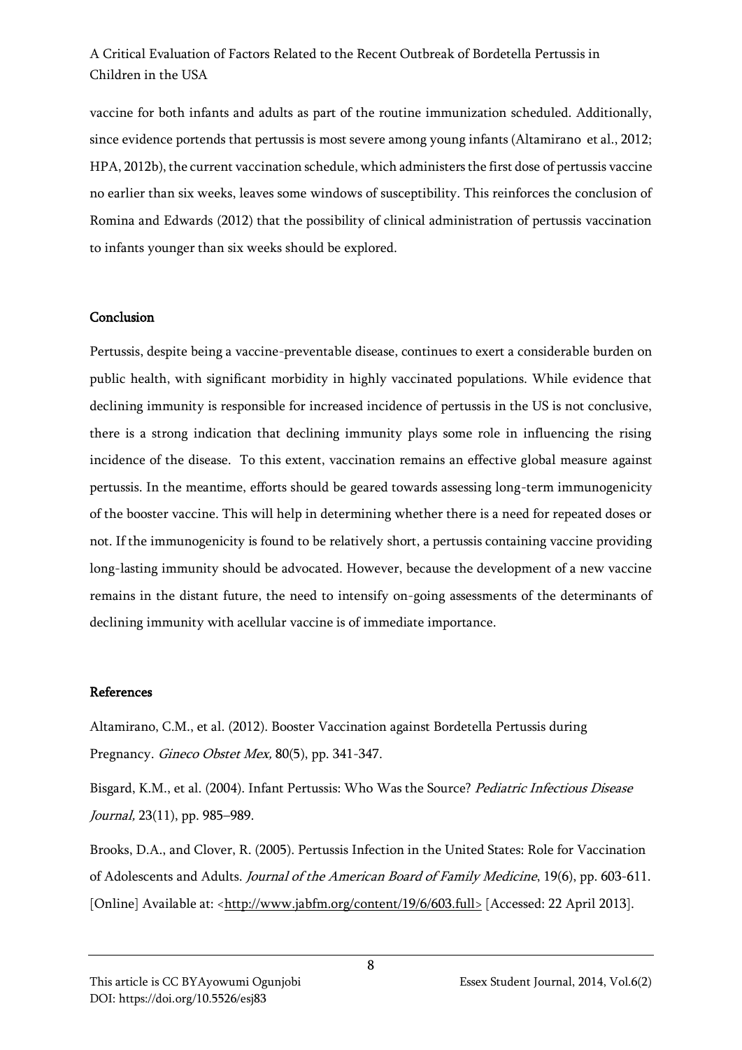vaccine for both infants and adults as part of the routine immunization scheduled. Additionally, since evidence portends that pertussis is most severe among young infants (Altamirano et al., 2012; HPA, 2012b), the current vaccination schedule, which administers the first dose of pertussis vaccine no earlier than six weeks, leaves some windows of susceptibility. This reinforces the conclusion of Romina and Edwards (2012) that the possibility of clinical administration of pertussis vaccination to infants younger than six weeks should be explored.

## Conclusion

Pertussis, despite being a vaccine-preventable disease, continues to exert a considerable burden on public health, with significant morbidity in highly vaccinated populations. While evidence that declining immunity is responsible for increased incidence of pertussis in the US is not conclusive, there is a strong indication that declining immunity plays some role in influencing the rising incidence of the disease. To this extent, vaccination remains an effective global measure against pertussis. In the meantime, efforts should be geared towards assessing long-term immunogenicity of the booster vaccine. This will help in determining whether there is a need for repeated doses or not. If the immunogenicity is found to be relatively short, a pertussis containing vaccine providing long-lasting immunity should be advocated. However, because the development of a new vaccine remains in the distant future, the need to intensify on-going assessments of the determinants of declining immunity with acellular vaccine is of immediate importance.

## References

Altamirano, C.M., et al. (2012). Booster Vaccination against Bordetella Pertussis during Pregnancy. *Gineco Obstet Mex,* 80(5), pp. 341-347.

Bisgard, K.M., et al. (2004). Infant Pertussis: Who Was the Source? *Pediatric Infectious Disease Journal,* 23(11), pp. 985–989.

Brooks, D.A., and Clover, R. (2005). Pertussis Infection in the United States: Role for Vaccination of Adolescents and Adults. *Journal of the American Board of Family Medicine*, 19(6), pp. 603-611. [Online] Available at: <http://www.jabfm.org/content/19/6/603.full> [Accessed: 22 April 2013].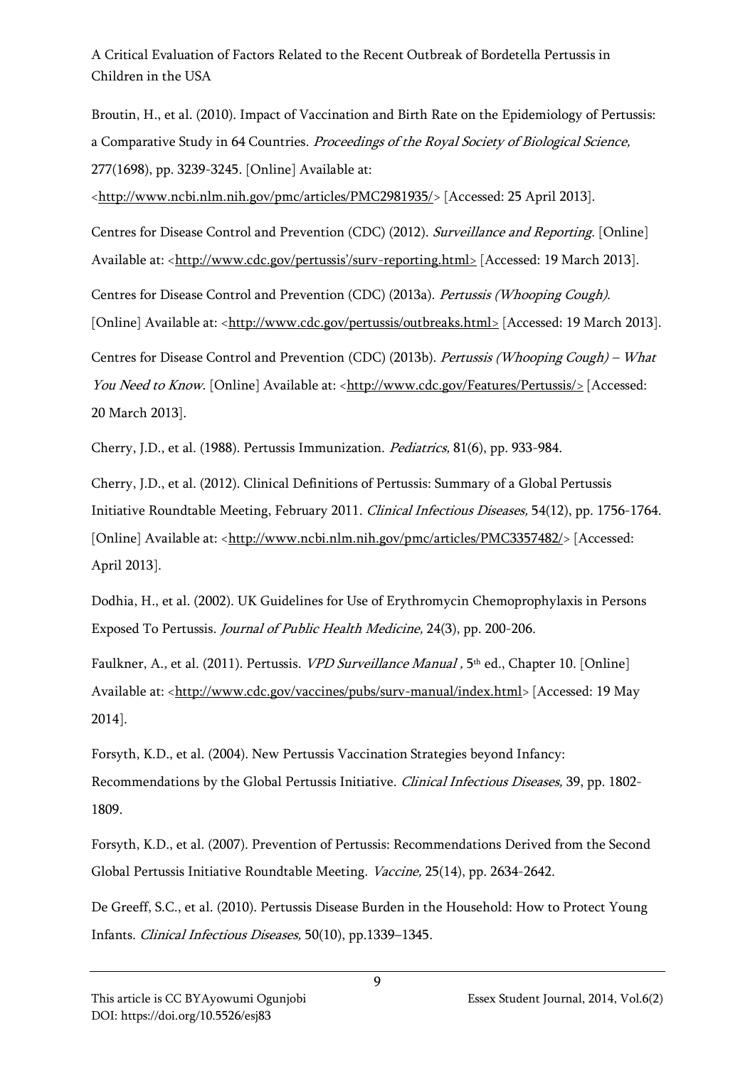Broutin, H., et al. (2010). Impact of Vaccination and Birth Rate on the Epidemiology of Pertussis: a Comparative Study in 64 Countries. *Proceedings of the Royal Society of Biological Science,* 277(1698), pp. 3239-3245. [Online] Available at: <http://www.ncbi.nlm.nih.gov/pmc/articles/PMC2981935/> [Accessed: 25 April 2013].

Centres for Disease Control and Prevention (CDC) (2012). *Surveillance and Reporting*. [Online] Available at: <http://www.cdc.gov/pertussis'/surv-reporting.html> [Accessed: 19 March 2013].

Centres for Disease Control and Prevention (CDC) (2013a). *Pertussis (Whooping Cough).* [Online] Available at: <http://www.cdc.gov/pertussis/outbreaks.html> [Accessed: 19 March 2013].

Centres for Disease Control and Prevention (CDC) (2013b). *Pertussis (Whooping Cough) – What You Need to Know*. [Online] Available at: <http://www.cdc.gov/Features/Pertussis/> [Accessed: 20 March 2013].

Cherry, J.D., et al. (1988). Pertussis Immunization. *Pediatrics,* 81(6), pp. 933-984.

Cherry, J.D., et al. (2012). Clinical Definitions of Pertussis: Summary of a Global Pertussis Initiative Roundtable Meeting, February 2011. *Clinical Infectious Diseases,* 54(12), pp. 1756-1764. [Online] Available at: <http://www.ncbi.nlm.nih.gov/pmc/articles/PMC3357482/> [Accessed: April 2013].

Dodhia, H., et al. (2002). UK Guidelines for Use of Erythromycin Chemoprophylaxis in Persons Exposed To Pertussis. *Journal of Public Health Medicine,* 24(3), pp. 200-206.

Faulkner, A., et al. (2011). Pertussis. *VPD Surveillance Manual ,* 5th ed., Chapter 10. [Online] Available at: <http://www.cdc.gov/vaccines/pubs/surv-manual/index.html> [Accessed: 19 May 2014].

Forsyth, K.D., et al. (2004). New Pertussis Vaccination Strategies beyond Infancy: Recommendations by the Global Pertussis Initiative. *Clinical Infectious Diseases,* 39, pp. 1802-1809.

Forsyth, K.D., et al. (2007). Prevention of Pertussis: Recommendations Derived from the Second Global Pertussis Initiative Roundtable Meeting. *Vaccine,* 25(14), pp. 2634-2642.

De Greeff, S.C., et al. (2010). Pertussis Disease Burden in the Household: How to Protect Young Infants. *Clinical Infectious Diseases,* 50(10), pp.1339–1345.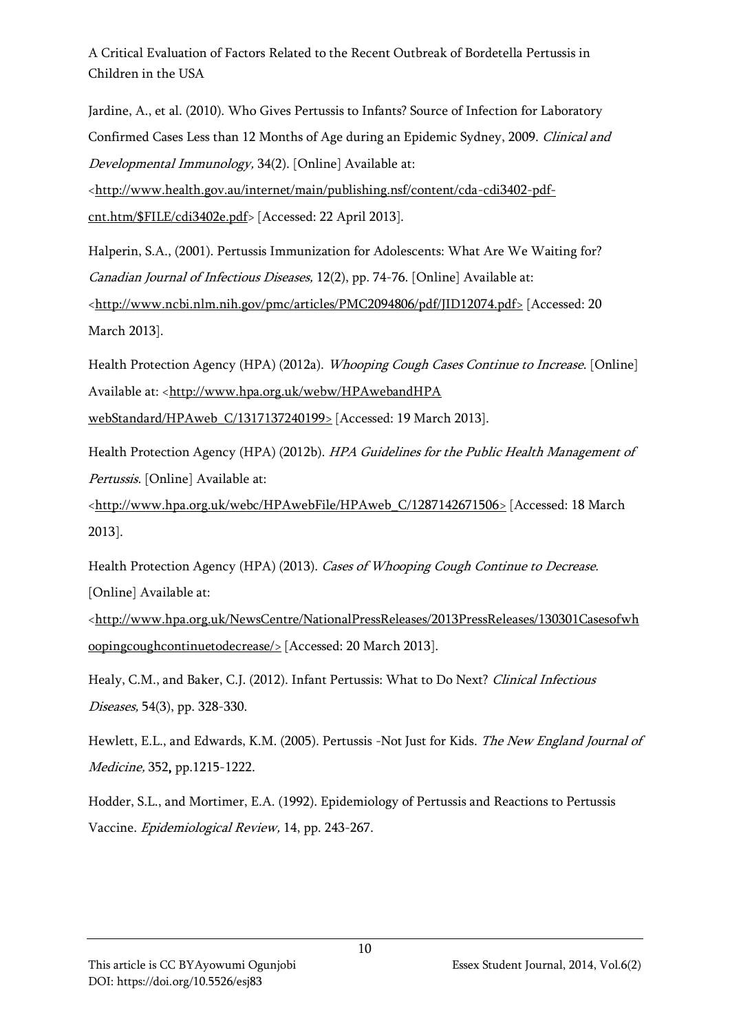Jardine, A., et al. (2010). Who Gives Pertussis to Infants? Source of Infection for Laboratory Confirmed Cases Less than 12 Months of Age during an Epidemic Sydney, 2009. *Clinical and Developmental Immunology,* 34(2). [Online] Available at: <http://www.health.gov.au/internet/main/publishing.nsf/content/cda-cdi3402-pdf-cnt.htm/$FILE/cdi3402e.pdf> [Accessed: 22 April 2013].

Halperin, S.A., (2001). Pertussis Immunization for Adolescents: What Are We Waiting for? *Canadian Journal of Infectious Diseases,* 12(2), pp. 74-76. [Online] Available at: <http://www.ncbi.nlm.nih.gov/pmc/articles/PMC2094806/pdf/JID12074.pdf> [Accessed: 20 March 2013].

Health Protection Agency (HPA) (2012a). *Whooping Cough Cases Continue to Increase*. [Online] Available at: <http://www.hpa.org.uk/webw/HPAwebandHPA webStandard/HPAweb_C/1317137240199> [Accessed: 19 March 2013].

Health Protection Agency (HPA) (2012b). *HPA Guidelines for the Public Health Management of Pertussis*. [Online] Available at: <http://www.hpa.org.uk/webc/HPAwebFile/HPAweb_C/1287142671506> [Accessed: 18 March 2013].

Health Protection Agency (HPA) (2013). *Cases of Whooping Cough Continue to Decrease*. [Online] Available at: <http://www.hpa.org.uk/NewsCentre/NationalPressReleases/2013PressReleases/130301Casesofwhoopingcoughcontinuetodecrease/> [Accessed: 20 March 2013].

Healy, C.M., and Baker, C.J. (2012). Infant Pertussis: What to Do Next? *Clinical Infectious Diseases,* 54(3), pp. 328-330.

Hewlett, E.L., and Edwards, K.M. (2005). Pertussis -Not Just for Kids. *The New England Journal of Medicine,* 352**,** pp.1215-1222.

Hodder, S.L., and Mortimer, E.A. (1992). Epidemiology of Pertussis and Reactions to Pertussis Vaccine. *Epidemiological Review,* 14, pp. 243-267.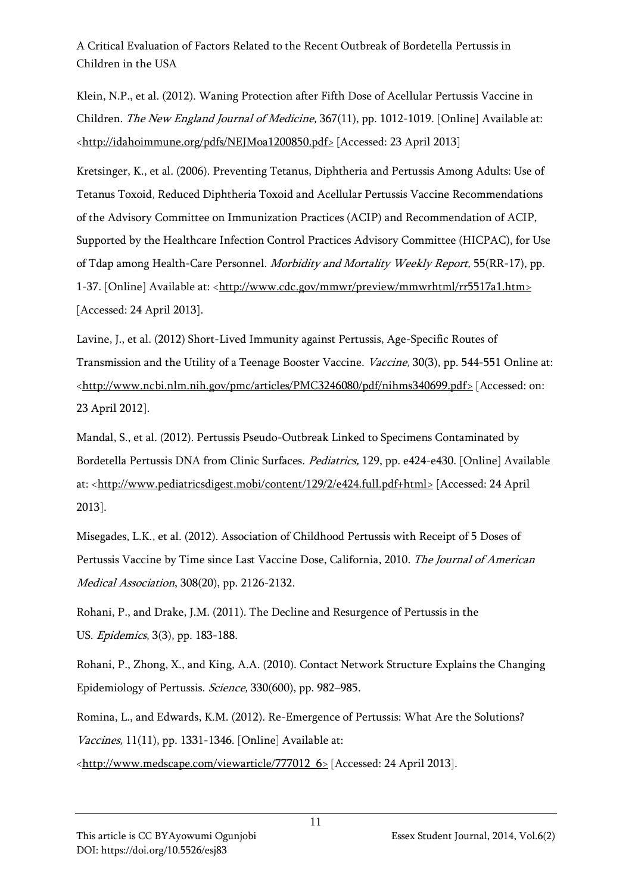Klein, N.P., et al. (2012). Waning Protection after Fifth Dose of Acellular Pertussis Vaccine in Children. *The New England Journal of Medicine,* 367(11), pp. 1012-1019. [Online] Available at: <http://idahoimmune.org/pdfs/NEJMoa1200850.pdf> [Accessed: 23 April 2013]

Kretsinger, K., et al. (2006). Preventing Tetanus, Diphtheria and Pertussis Among Adults: Use of Tetanus Toxoid, Reduced Diphtheria Toxoid and Acellular Pertussis Vaccine Recommendations of the Advisory Committee on Immunization Practices (ACIP) and Recommendation of ACIP, Supported by the Healthcare Infection Control Practices Advisory Committee (HICPAC), for Use of Tdap among Health-Care Personnel. *Morbidity and Mortality Weekly Report,* 55(RR-17), pp. 1-37. [Online] Available at: <http://www.cdc.gov/mmwr/preview/mmwrhtml/rr5517a1.htm> [Accessed: 24 April 2013].

Lavine, J., et al. (2012) Short-Lived Immunity against Pertussis, Age-Specific Routes of Transmission and the Utility of a Teenage Booster Vaccine. *Vaccine,* 30(3), pp. 544-551 Online at: <http://www.ncbi.nlm.nih.gov/pmc/articles/PMC3246080/pdf/nihms340699.pdf> [Accessed: on: 23 April 2012].

Mandal, S., et al. (2012). Pertussis Pseudo-Outbreak Linked to Specimens Contaminated by Bordetella Pertussis DNA from Clinic Surfaces. *Pediatrics,* 129, pp. e424-e430. [Online] Available at: <http://www.pediatricsdigest.mobi/content/129/2/e424.full.pdf+html> [Accessed: 24 April 2013].

Misegades, L.K., et al. (2012). Association of Childhood Pertussis with Receipt of 5 Doses of Pertussis Vaccine by Time since Last Vaccine Dose, California, 2010. *The Journal of American Medical Association*, 308(20), pp. 2126-2132.

Rohani, P., and Drake, J.M. (2011). The Decline and Resurgence of Pertussis in the US. *Epidemics*, 3(3), pp. 183-188.

Rohani, P., Zhong, X., and King, A.A. (2010). Contact Network Structure Explains the Changing Epidemiology of Pertussis. *Science,* 330(600), pp. 982–985.

Romina, L., and Edwards, K.M. (2012). Re-Emergence of Pertussis: What Are the Solutions? *Vaccines,* 11(11), pp. 1331-1346. [Online] Available at: <http://www.medscape.com/viewarticle/777012_6> [Accessed: 24 April 2013].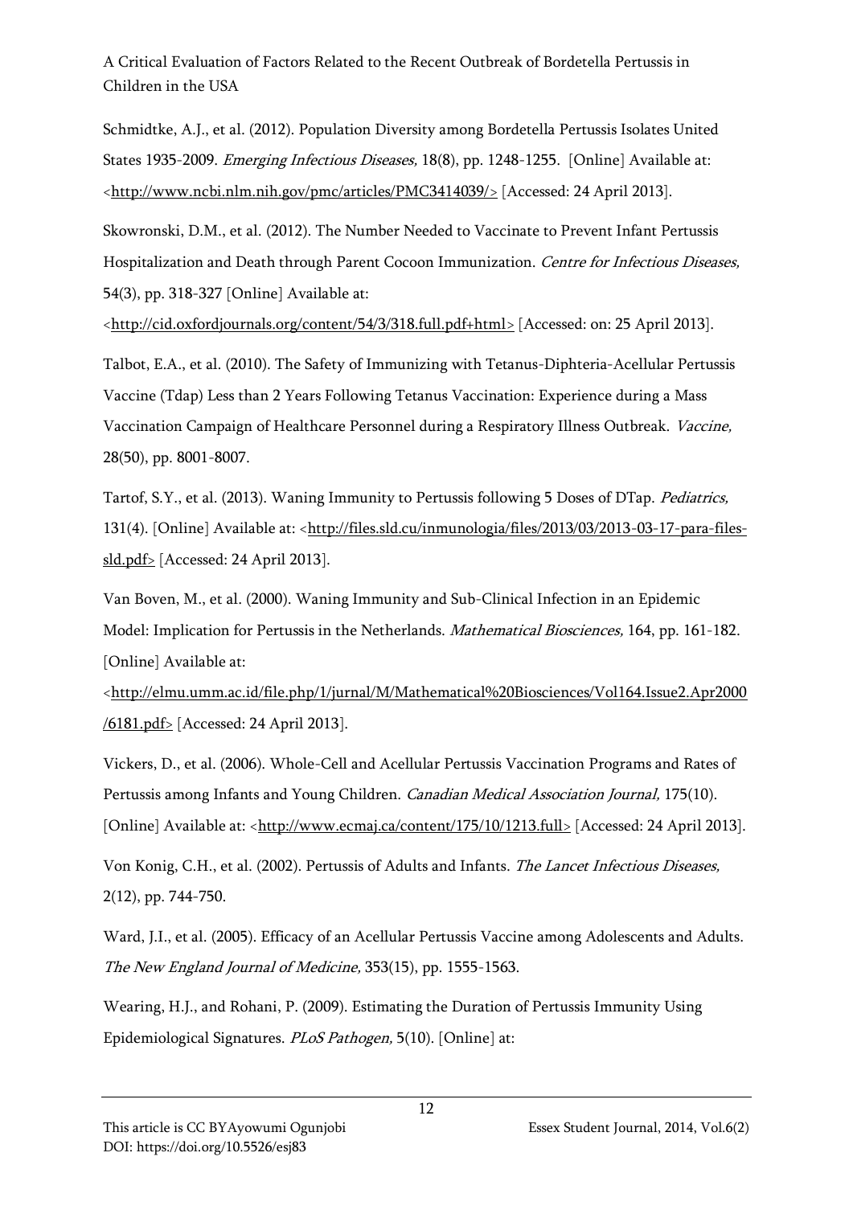Schmidtke, A.J., et al. (2012). Population Diversity among Bordetella Pertussis Isolates United States 1935-2009. *Emerging Infectious Diseases,* 18(8), pp. 1248-1255. [Online] Available at: <http://www.ncbi.nlm.nih.gov/pmc/articles/PMC3414039/> [Accessed: 24 April 2013].

Skowronski, D.M., et al. (2012). The Number Needed to Vaccinate to Prevent Infant Pertussis Hospitalization and Death through Parent Cocoon Immunization. *Centre for Infectious Diseases,* 54(3), pp. 318-327 [Online] Available at: <http://cid.oxfordjournals.org/content/54/3/318.full.pdf+html> [Accessed: on: 25 April 2013].

Talbot, E.A., et al. (2010). The Safety of Immunizing with Tetanus-Diphteria-Acellular Pertussis Vaccine (Tdap) Less than 2 Years Following Tetanus Vaccination: Experience during a Mass Vaccination Campaign of Healthcare Personnel during a Respiratory Illness Outbreak. *Vaccine,* 28(50), pp. 8001-8007.

Tartof, S.Y., et al. (2013). Waning Immunity to Pertussis following 5 Doses of DTap. *Pediatrics,* 131(4). [Online] Available at: <http://files.sld.cu/inmunologia/files/2013/03/2013-03-17-para-files-sld.pdf> [Accessed: 24 April 2013].

Van Boven, M., et al. (2000). Waning Immunity and Sub-Clinical Infection in an Epidemic Model: Implication for Pertussis in the Netherlands. *Mathematical Biosciences,* 164, pp. 161-182. [Online] Available at: <http://elmu.umm.ac.id/file.php/1/jurnal/M/Mathematical%20Biosciences/Vol164.Issue2.Apr2000/6181.pdf> [Accessed: 24 April 2013].

Vickers, D., et al. (2006). Whole-Cell and Acellular Pertussis Vaccination Programs and Rates of Pertussis among Infants and Young Children. *Canadian Medical Association Journal,* 175(10). [Online] Available at: <http://www.ecmaj.ca/content/175/10/1213.full> [Accessed: 24 April 2013].

Von Konig, C.H., et al. (2002). Pertussis of Adults and Infants. *The Lancet Infectious Diseases,* 2(12), pp. 744-750.

Ward, J.I., et al. (2005). Efficacy of an Acellular Pertussis Vaccine among Adolescents and Adults. *The New England Journal of Medicine,* 353(15), pp. 1555-1563.

Wearing, H.J., and Rohani, P. (2009). Estimating the Duration of Pertussis Immunity Using Epidemiological Signatures. *PLoS Pathogen,* 5(10). [Online] at: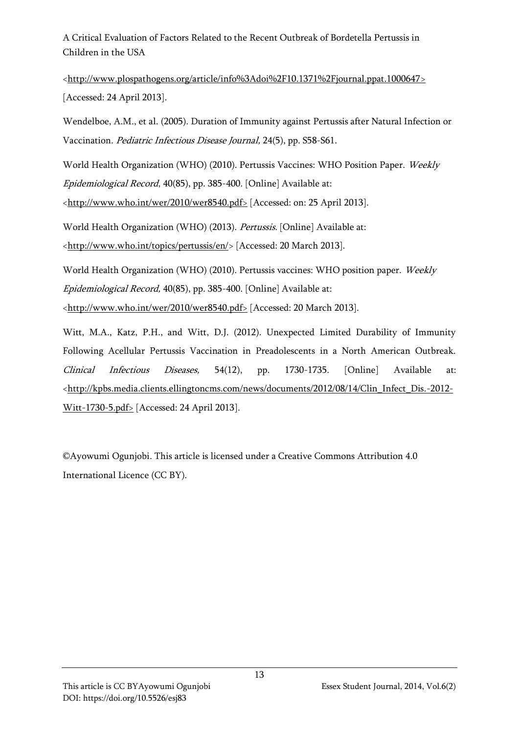<http://www.plospathogens.org/article/info%3Adoi%2F10.1371%2Fjournal.ppat.1000647> [Accessed: 24 April 2013].

Wendelboe, A.M., et al. (2005). Duration of Immunity against Pertussis after Natural Infection or Vaccination. *Pediatric Infectious Disease Journal,* 24(5), pp. S58-S61.

World Health Organization (WHO) (2010). Pertussis Vaccines: WHO Position Paper. *Weekly Epidemiological Record*, 40(85), pp. 385-400. [Online] Available at: <http://www.who.int/wer/2010/wer8540.pdf> [Accessed: on: 25 April 2013].

World Health Organization (WHO) (2013). *Pertussis*. [Online] Available at: <http://www.who.int/topics/pertussis/en/> [Accessed: 20 March 2013].

World Health Organization (WHO) (2010). Pertussis vaccines: WHO position paper. *Weekly Epidemiological Record,* 40(85), pp. 385-400. [Online] Available at: <http://www.who.int/wer/2010/wer8540.pdf> [Accessed: 20 March 2013].

Witt, M.A., Katz, P.H., and Witt, D.J. (2012). Unexpected Limited Durability of Immunity Following Acellular Pertussis Vaccination in Preadolescents in a North American Outbreak. *Clinical Infectious Diseases,* 54(12), pp. 1730-1735. [Online] Available at: <http://kpbs.media.clients.ellingtoncms.com/news/documents/2012/08/14/Clin_Infect_Dis.-2012-Witt-1730-5.pdf> [Accessed: 24 April 2013].

©Ayowumi Ogunjobi. This article is licensed under a Creative Commons Attribution 4.0 International Licence (CC BY).